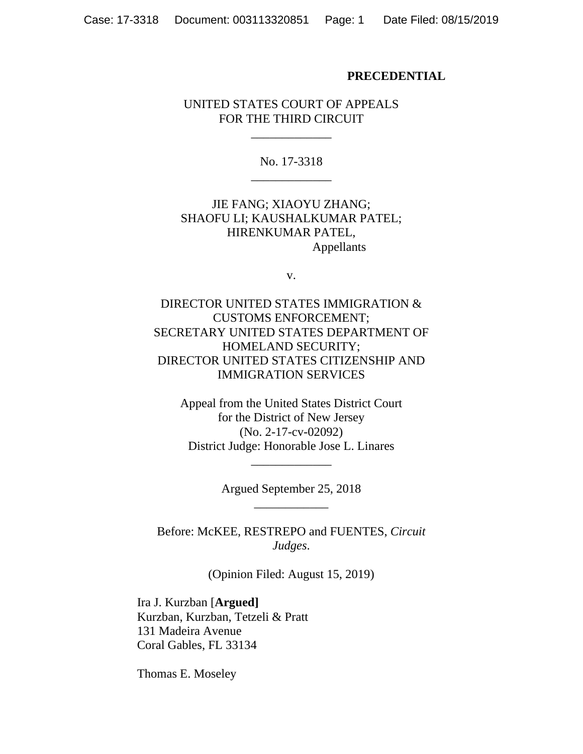**PRECEDENTIAL**

UNITED STATES COURT OF APPEALS
FOR THE THIRD CIRCUIT

_____________

No. 17-3318

_____________

JIE FANG; XIAOYU ZHANG;
SHAOFU LI; KAUSHALKUMAR PATEL;
HIRENKUMAR PATEL,
Appellants

v.

DIRECTOR UNITED STATES IMMIGRATION &
CUSTOMS ENFORCEMENT;
SECRETARY UNITED STATES DEPARTMENT OF
HOMELAND SECURITY;
DIRECTOR UNITED STATES CITIZENSHIP AND
IMMIGRATION SERVICES

Appeal from the United States District Court
for the District of New Jersey
(No. 2-17-cv-02092)
District Judge: Honorable Jose L. Linares

_____________

Argued September 25, 2018

____________

Before: McKEE, RESTREPO and FUENTES, *Circuit Judges*.

(Opinion Filed: August 15, 2019)

Ira J. Kurzban [**Argued]**
Kurzban, Kurzban, Tetzeli & Pratt
131 Madeira Avenue
Coral Gables, FL 33134

Thomas E. Moseley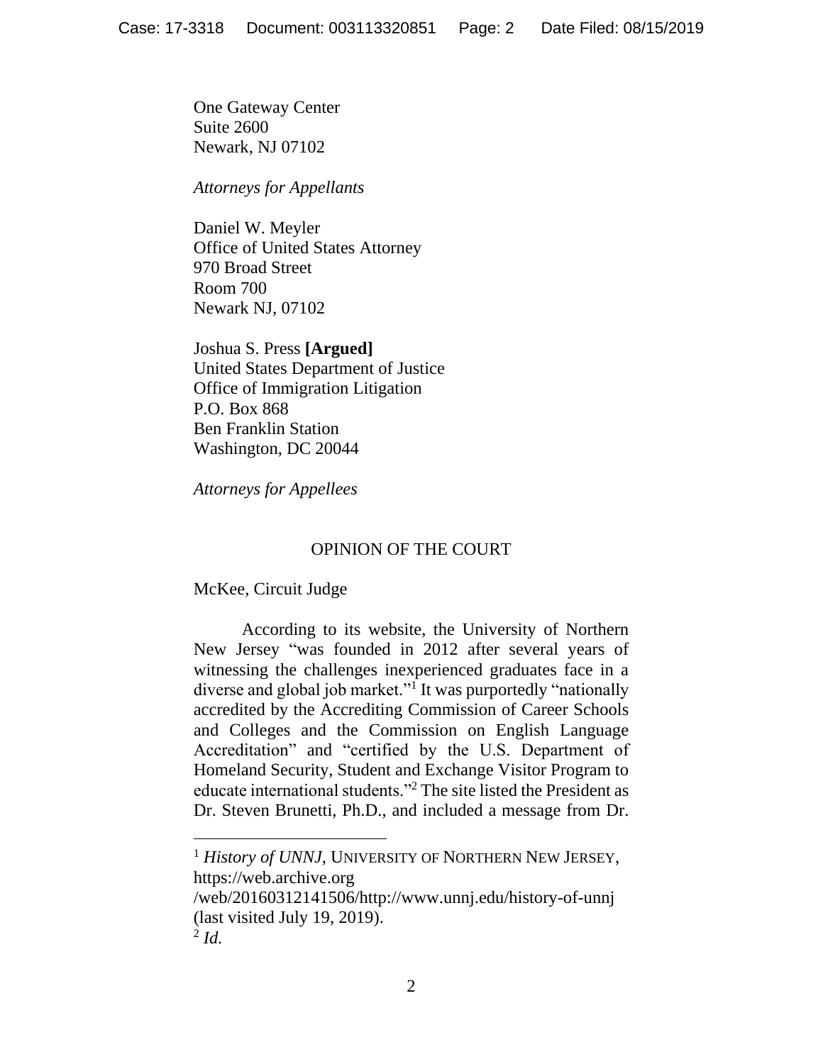One Gateway Center
Suite 2600
Newark, NJ 07102

*Attorneys for Appellants*

Daniel W. Meyler
Office of United States Attorney
970 Broad Street
Room 700
Newark NJ, 07102

Joshua S. Press **[Argued]**
United States Department of Justice
Office of Immigration Litigation
P.O. Box 868
Ben Franklin Station
Washington, DC 20044

*Attorneys for Appellees*

OPINION OF THE COURT

McKee, Circuit Judge

According to its website, the University of Northern New Jersey "was founded in 2012 after several years of witnessing the challenges inexperienced graduates face in a diverse and global job market."[1] It was purportedly "nationally accredited by the Accrediting Commission of Career Schools and Colleges and the Commission on English Language Accreditation" and "certified by the U.S. Department of Homeland Security, Student and Exchange Visitor Program to educate international students."[2] The site listed the President as Dr. Steven Brunetti, Ph.D., and included a message from Dr.

---

[1] *History of UNNJ*, UNIVERSITY OF NORTHERN NEW JERSEY, https://web.archive.org /web/20160312141506/http://www.unnj.edu/history-of-unnj (last visited July 19, 2019).

[2] *Id.*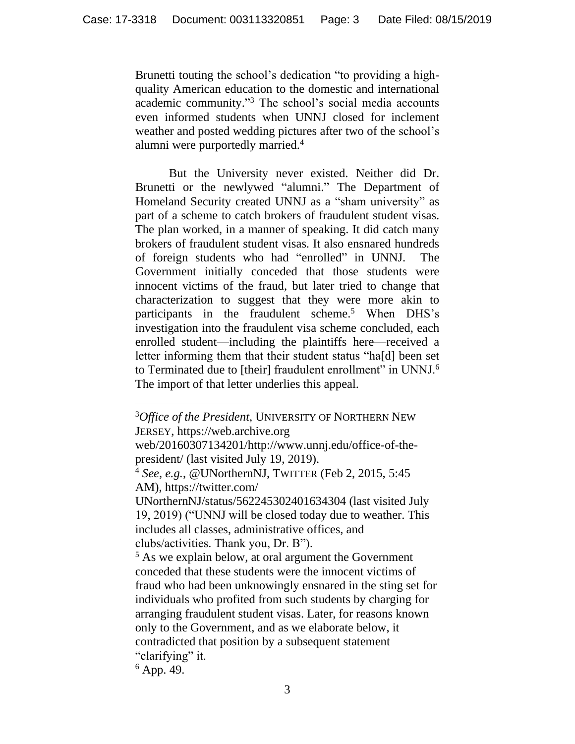Brunetti touting the school's dedication "to providing a high-quality American education to the domestic and international academic community."[3] The school's social media accounts even informed students when UNNJ closed for inclement weather and posted wedding pictures after two of the school's alumni were purportedly married.[4]

But the University never existed. Neither did Dr. Brunetti or the newlywed "alumni." The Department of Homeland Security created UNNJ as a "sham university" as part of a scheme to catch brokers of fraudulent student visas. The plan worked, in a manner of speaking. It did catch many brokers of fraudulent student visas. It also ensnared hundreds of foreign students who had "enrolled" in UNNJ. The Government initially conceded that those students were innocent victims of the fraud, but later tried to change that characterization to suggest that they were more akin to participants in the fraudulent scheme.[5] When DHS's investigation into the fraudulent visa scheme concluded, each enrolled student—including the plaintiffs here—received a letter informing them that their student status "ha[d] been set to Terminated due to [their] fraudulent enrollment" in UNNJ.[6] The import of that letter underlies this appeal.

---

[3] *Office of the President*, UNIVERSITY OF NORTHERN NEW JERSEY, https://web.archive.org web/20160307134201/http://www.unnj.edu/office-of-the-president/ (last visited July 19, 2019).

[4] *See, e.g.*, @UNorthernNJ, TWITTER (Feb 2, 2015, 5:45 AM), https://twitter.com/ UNorthernNJ/status/562245302401634304 (last visited July 19, 2019) ("UNNJ will be closed today due to weather. This includes all classes, administrative offices, and clubs/activities. Thank you, Dr. B").

[5] As we explain below, at oral argument the Government conceded that these students were the innocent victims of fraud who had been unknowingly ensnared in the sting set for individuals who profited from such students by charging for arranging fraudulent student visas. Later, for reasons known only to the Government, and as we elaborate below, it contradicted that position by a subsequent statement "clarifying" it.

[6] App. 49.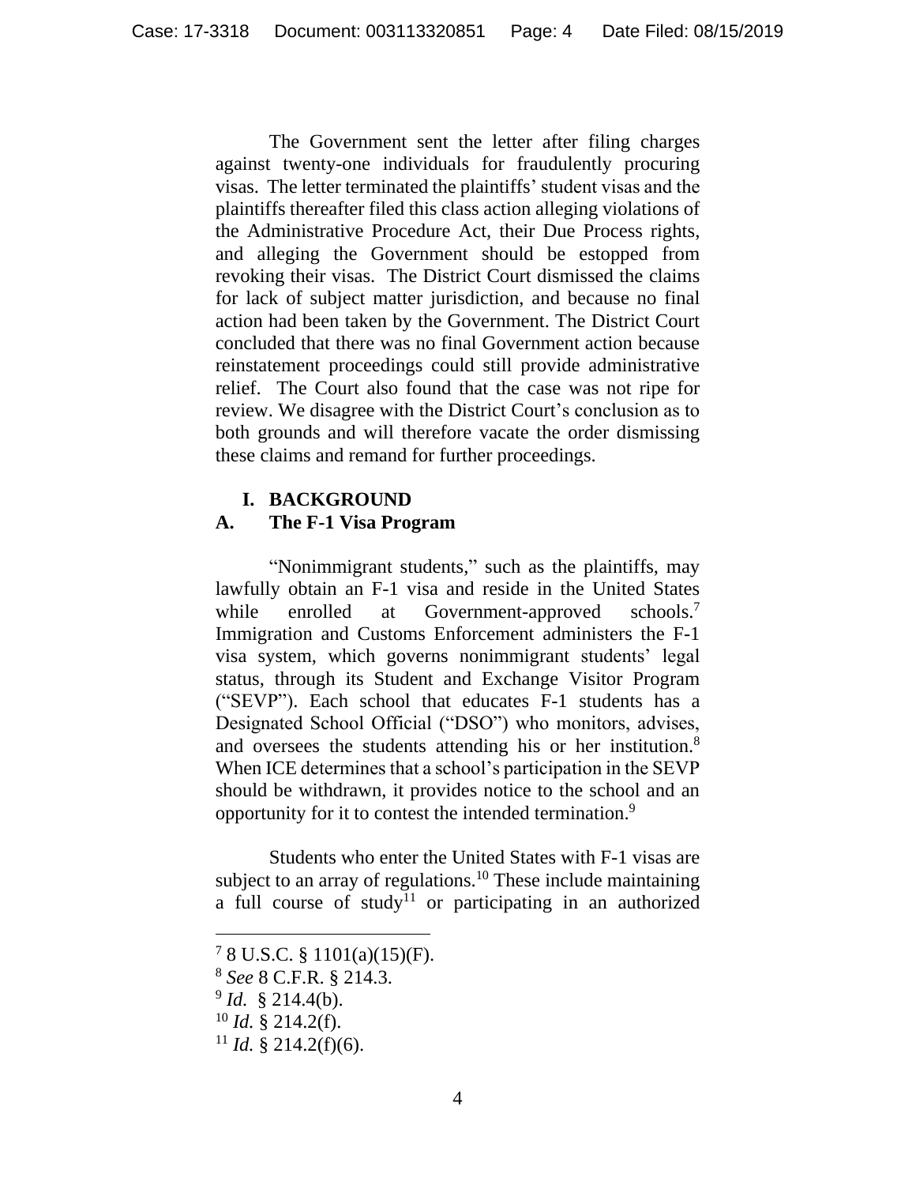The Government sent the letter after filing charges against twenty-one individuals for fraudulently procuring visas. The letter terminated the plaintiffs' student visas and the plaintiffs thereafter filed this class action alleging violations of the Administrative Procedure Act, their Due Process rights, and alleging the Government should be estopped from revoking their visas. The District Court dismissed the claims for lack of subject matter jurisdiction, and because no final action had been taken by the Government. The District Court concluded that there was no final Government action because reinstatement proceedings could still provide administrative relief. The Court also found that the case was not ripe for review. We disagree with the District Court's conclusion as to both grounds and will therefore vacate the order dismissing these claims and remand for further proceedings.

## I. BACKGROUND

### A. The F-1 Visa Program

"Nonimmigrant students," such as the plaintiffs, may lawfully obtain an F-1 visa and reside in the United States while enrolled at Government-approved schools.[7] Immigration and Customs Enforcement administers the F-1 visa system, which governs nonimmigrant students' legal status, through its Student and Exchange Visitor Program ("SEVP"). Each school that educates F-1 students has a Designated School Official ("DSO") who monitors, advises, and oversees the students attending his or her institution.[8] When ICE determines that a school's participation in the SEVP should be withdrawn, it provides notice to the school and an opportunity for it to contest the intended termination.[9]

Students who enter the United States with F-1 visas are subject to an array of regulations.[10] These include maintaining a full course of study[11] or participating in an authorized

---

[7] 8 U.S.C. § 1101(a)(15)(F).

[8] *See* 8 C.F.R. § 214.3.

[9] *Id.* § 214.4(b).

[10] *Id.* § 214.2(f).

[11] *Id.* § 214.2(f)(6).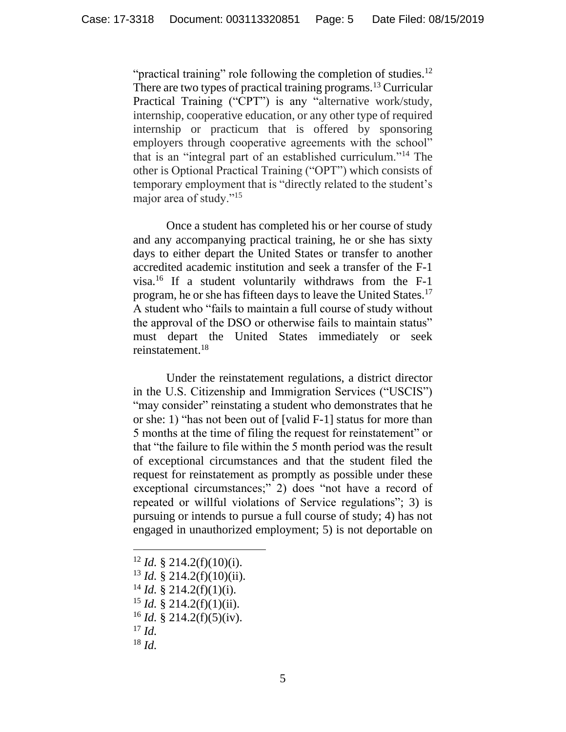"practical training" role following the completion of studies.[12] There are two types of practical training programs.[13] Curricular Practical Training ("CPT") is any "alternative work/study, internship, cooperative education, or any other type of required internship or practicum that is offered by sponsoring employers through cooperative agreements with the school" that is an "integral part of an established curriculum."[14] The other is Optional Practical Training ("OPT") which consists of temporary employment that is "directly related to the student's major area of study."[15]

Once a student has completed his or her course of study and any accompanying practical training, he or she has sixty days to either depart the United States or transfer to another accredited academic institution and seek a transfer of the F-1 visa.[16] If a student voluntarily withdraws from the F-1 program, he or she has fifteen days to leave the United States.[17] A student who "fails to maintain a full course of study without the approval of the DSO or otherwise fails to maintain status" must depart the United States immediately or seek reinstatement.[18]

Under the reinstatement regulations, a district director in the U.S. Citizenship and Immigration Services ("USCIS") "may consider" reinstating a student who demonstrates that he or she: 1) "has not been out of [valid F-1] status for more than 5 months at the time of filing the request for reinstatement" or that "the failure to file within the 5 month period was the result of exceptional circumstances and that the student filed the request for reinstatement as promptly as possible under these exceptional circumstances;" 2) does "not have a record of repeated or willful violations of Service regulations"; 3) is pursuing or intends to pursue a full course of study; 4) has not engaged in unauthorized employment; 5) is not deportable on

---

[12] *Id.* § 214.2(f)(10)(i).

[13] *Id.* § 214.2(f)(10)(ii).

[14] *Id.* § 214.2(f)(1)(i).

[15] *Id.* § 214.2(f)(1)(ii).

[16] *Id.* § 214.2(f)(5)(iv).

[17] *Id.*

[18] *Id.*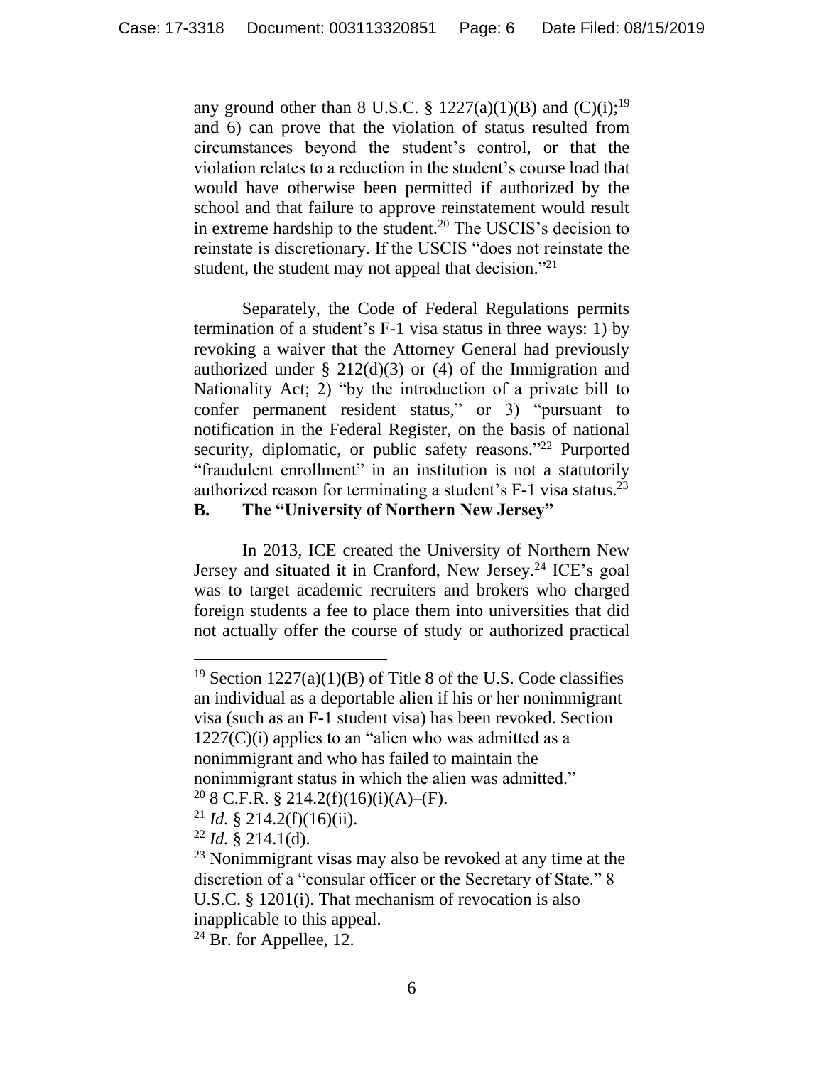any ground other than 8 U.S.C. § 1227(a)(1)(B) and (C)(i);[19] and 6) can prove that the violation of status resulted from circumstances beyond the student's control, or that the violation relates to a reduction in the student's course load that would have otherwise been permitted if authorized by the school and that failure to approve reinstatement would result in extreme hardship to the student.[20] The USCIS's decision to reinstate is discretionary. If the USCIS "does not reinstate the student, the student may not appeal that decision."[21]

Separately, the Code of Federal Regulations permits termination of a student's F-1 visa status in three ways: 1) by revoking a waiver that the Attorney General had previously authorized under § 212(d)(3) or (4) of the Immigration and Nationality Act; 2) "by the introduction of a private bill to confer permanent resident status," or 3) "pursuant to notification in the Federal Register, on the basis of national security, diplomatic, or public safety reasons."[22] Purported "fraudulent enrollment" in an institution is not a statutorily authorized reason for terminating a student's F-1 visa status.[23]

**B. The "University of Northern New Jersey"**

In 2013, ICE created the University of Northern New Jersey and situated it in Cranford, New Jersey.[24] ICE's goal was to target academic recruiters and brokers who charged foreign students a fee to place them into universities that did not actually offer the course of study or authorized practical

---

[19] Section 1227(a)(1)(B) of Title 8 of the U.S. Code classifies an individual as a deportable alien if his or her nonimmigrant visa (such as an F-1 student visa) has been revoked. Section 1227(C)(i) applies to an "alien who was admitted as a nonimmigrant and who has failed to maintain the nonimmigrant status in which the alien was admitted."

[20] 8 C.F.R. § 214.2(f)(16)(i)(A)–(F).

[21] *Id.* § 214.2(f)(16)(ii).

[22] *Id.* § 214.1(d).

[23] Nonimmigrant visas may also be revoked at any time at the discretion of a "consular officer or the Secretary of State." 8 U.S.C. § 1201(i). That mechanism of revocation is also inapplicable to this appeal.

[24] Br. for Appellee, 12.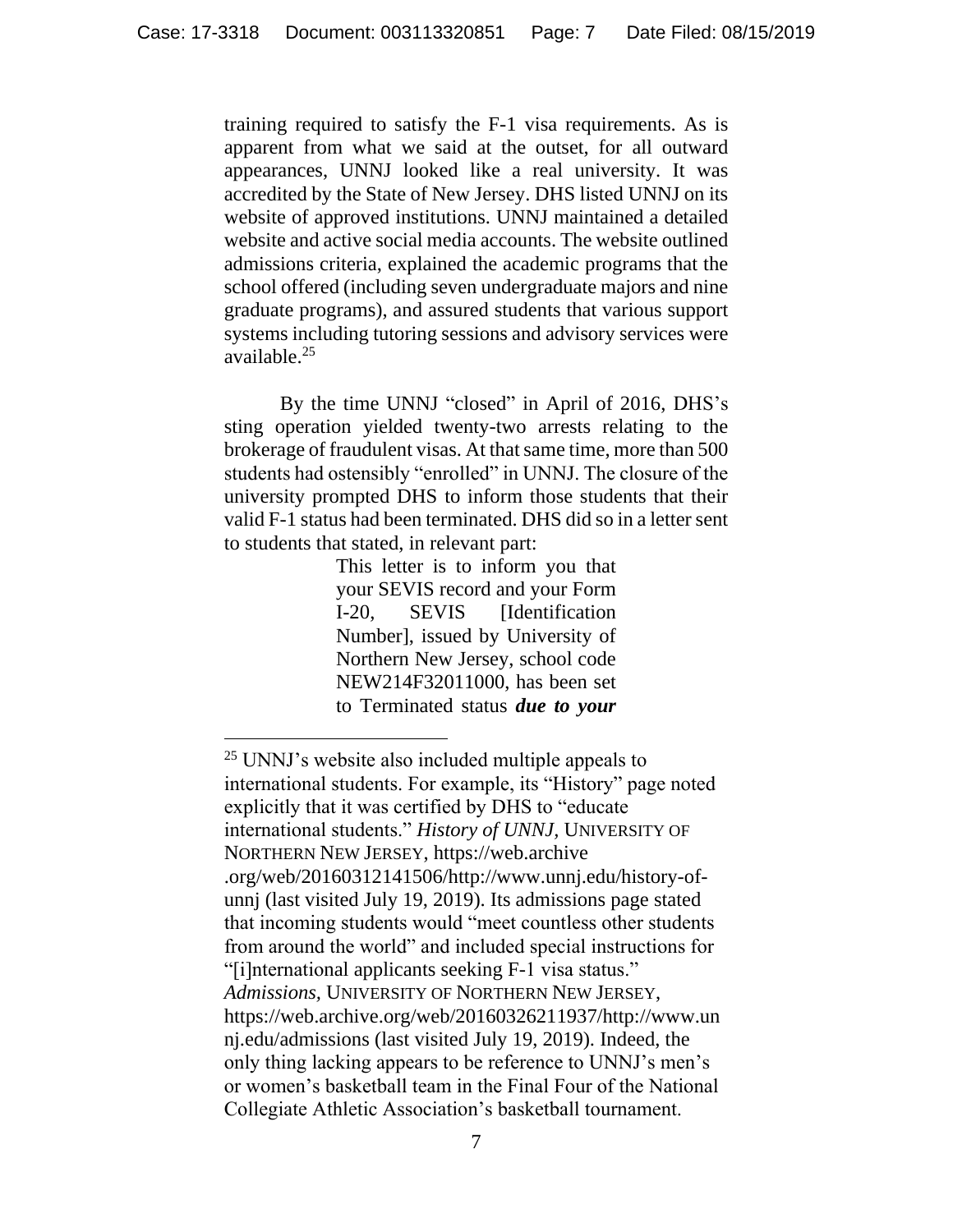training required to satisfy the F-1 visa requirements. As is apparent from what we said at the outset, for all outward appearances, UNNJ looked like a real university. It was accredited by the State of New Jersey. DHS listed UNNJ on its website of approved institutions. UNNJ maintained a detailed website and active social media accounts. The website outlined admissions criteria, explained the academic programs that the school offered (including seven undergraduate majors and nine graduate programs), and assured students that various support systems including tutoring sessions and advisory services were available.[25]

By the time UNNJ "closed" in April of 2016, DHS's sting operation yielded twenty-two arrests relating to the brokerage of fraudulent visas. At that same time, more than 500 students had ostensibly "enrolled" in UNNJ. The closure of the university prompted DHS to inform those students that their valid F-1 status had been terminated. DHS did so in a letter sent to students that stated, in relevant part:

> This letter is to inform you that your SEVIS record and your Form I-20, SEVIS [Identification Number], issued by University of Northern New Jersey, school code NEW214F32011000, has been set to Terminated status ***due to your***

---

[25] UNNJ's website also included multiple appeals to international students. For example, its "History" page noted explicitly that it was certified by DHS to "educate international students." *History of UNNJ*, UNIVERSITY OF NORTHERN NEW JERSEY, https://web.archive.org/web/20160312141506/http://www.unnj.edu/history-of-unnj (last visited July 19, 2019). Its admissions page stated that incoming students would "meet countless other students from around the world" and included special instructions for "[i]nternational applicants seeking F-1 visa status." *Admissions*, UNIVERSITY OF NORTHERN NEW JERSEY, https://web.archive.org/web/20160326211937/http://www.unnj.edu/admissions (last visited July 19, 2019). Indeed, the only thing lacking appears to be reference to UNNJ's men's or women's basketball team in the Final Four of the National Collegiate Athletic Association's basketball tournament.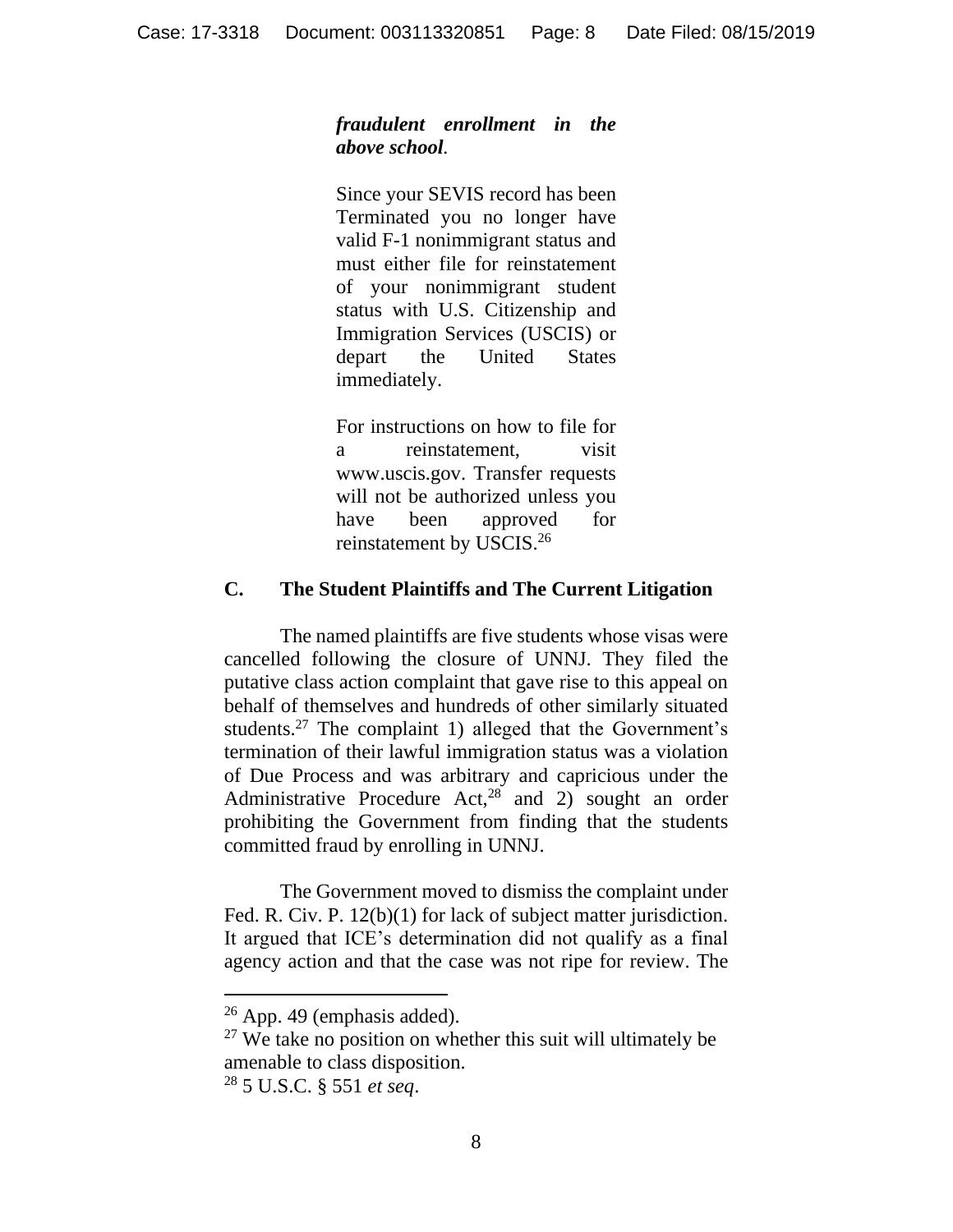> ***fraudulent enrollment in the above school*.**
>
> Since your SEVIS record has been Terminated you no longer have valid F-1 nonimmigrant status and must either file for reinstatement of your nonimmigrant student status with U.S. Citizenship and Immigration Services (USCIS) or depart the United States immediately.
>
> For instructions on how to file for a reinstatement, visit www.uscis.gov. Transfer requests will not be authorized unless you have been approved for reinstatement by USCIS.[26]

### C. The Student Plaintiffs and The Current Litigation

The named plaintiffs are five students whose visas were cancelled following the closure of UNNJ. They filed the putative class action complaint that gave rise to this appeal on behalf of themselves and hundreds of other similarly situated students.[27] The complaint 1) alleged that the Government's termination of their lawful immigration status was a violation of Due Process and was arbitrary and capricious under the Administrative Procedure Act,[28] and 2) sought an order prohibiting the Government from finding that the students committed fraud by enrolling in UNNJ.

The Government moved to dismiss the complaint under Fed. R. Civ. P. 12(b)(1) for lack of subject matter jurisdiction. It argued that ICE's determination did not qualify as a final agency action and that the case was not ripe for review. The

---

[26] App. 49 (emphasis added).

[27] We take no position on whether this suit will ultimately be amenable to class disposition.

[28] 5 U.S.C. § 551 *et seq*.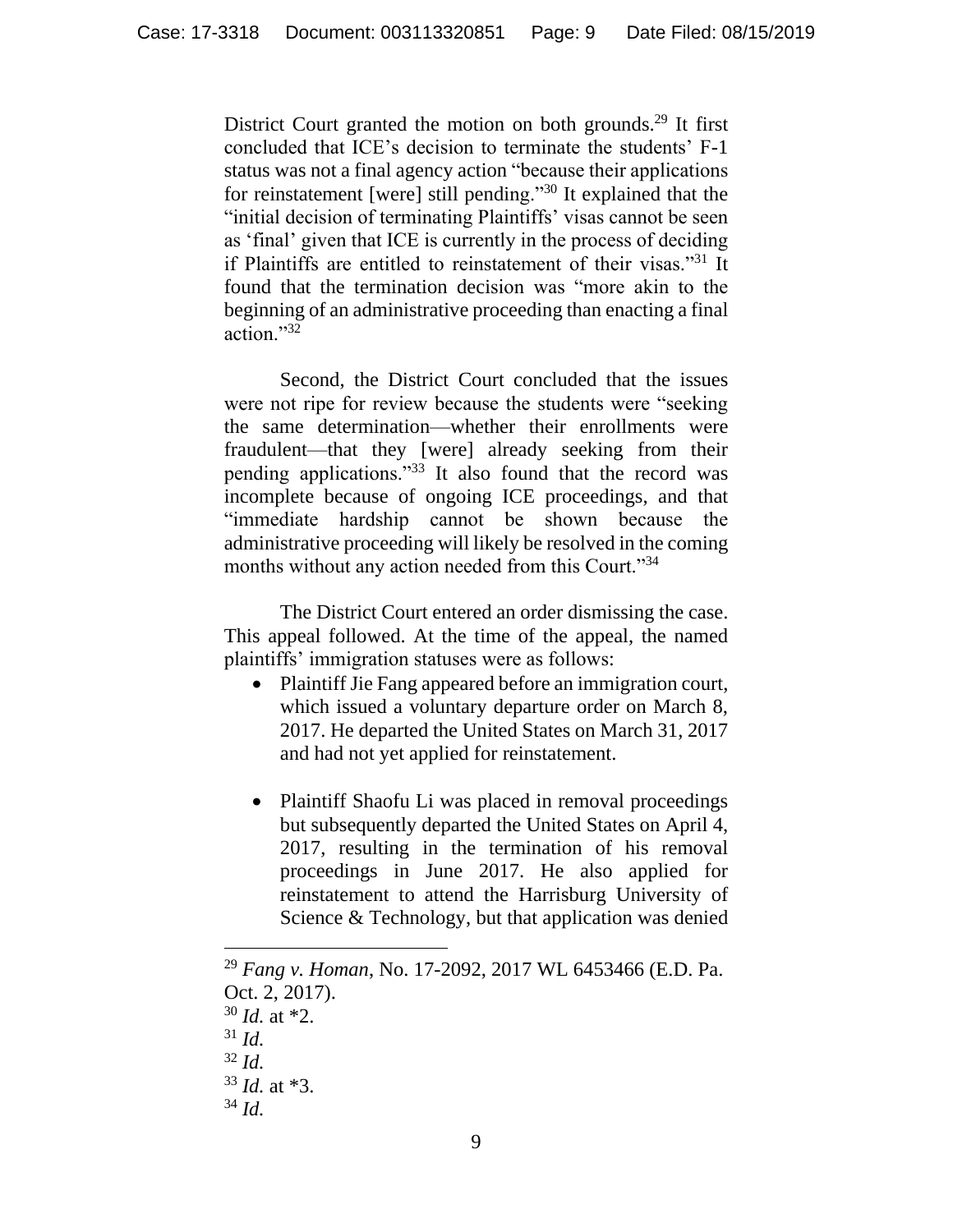District Court granted the motion on both grounds.[29] It first concluded that ICE's decision to terminate the students' F-1 status was not a final agency action "because their applications for reinstatement [were] still pending."[30] It explained that the "initial decision of terminating Plaintiffs' visas cannot be seen as 'final' given that ICE is currently in the process of deciding if Plaintiffs are entitled to reinstatement of their visas."[31] It found that the termination decision was "more akin to the beginning of an administrative proceeding than enacting a final action."[32]

Second, the District Court concluded that the issues were not ripe for review because the students were "seeking the same determination—whether their enrollments were fraudulent—that they [were] already seeking from their pending applications."[33] It also found that the record was incomplete because of ongoing ICE proceedings, and that "immediate hardship cannot be shown because the administrative proceeding will likely be resolved in the coming months without any action needed from this Court."[34]

The District Court entered an order dismissing the case. This appeal followed. At the time of the appeal, the named plaintiffs' immigration statuses were as follows:

- Plaintiff Jie Fang appeared before an immigration court, which issued a voluntary departure order on March 8, 2017. He departed the United States on March 31, 2017 and had not yet applied for reinstatement.

- Plaintiff Shaofu Li was placed in removal proceedings but subsequently departed the United States on April 4, 2017, resulting in the termination of his removal proceedings in June 2017. He also applied for reinstatement to attend the Harrisburg University of Science & Technology, but that application was denied

---

[29] *Fang v. Homan*, No. 17-2092, 2017 WL 6453466 (E.D. Pa. Oct. 2, 2017).

[30] *Id.* at *2.

[31] *Id.*

[32] *Id.*

[33] *Id.* at *3.

[34] *Id*.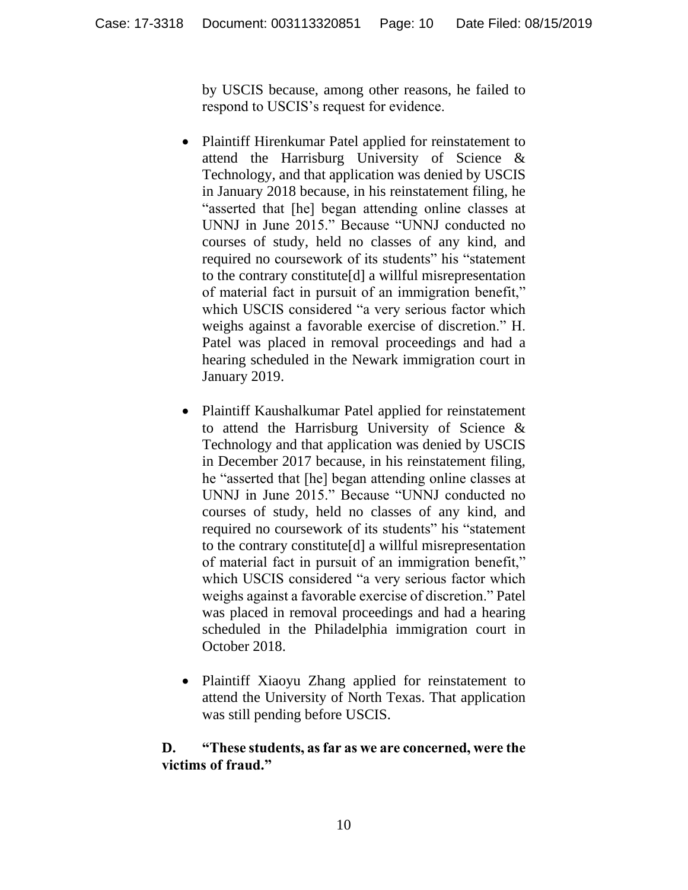by USCIS because, among other reasons, he failed to respond to USCIS's request for evidence.

- Plaintiff Hirenkumar Patel applied for reinstatement to attend the Harrisburg University of Science & Technology, and that application was denied by USCIS in January 2018 because, in his reinstatement filing, he "asserted that [he] began attending online classes at UNNJ in June 2015." Because "UNNJ conducted no courses of study, held no classes of any kind, and required no coursework of its students" his "statement to the contrary constitute[d] a willful misrepresentation of material fact in pursuit of an immigration benefit," which USCIS considered "a very serious factor which weighs against a favorable exercise of discretion." H. Patel was placed in removal proceedings and had a hearing scheduled in the Newark immigration court in January 2019.

- Plaintiff Kaushalkumar Patel applied for reinstatement to attend the Harrisburg University of Science & Technology and that application was denied by USCIS in December 2017 because, in his reinstatement filing, he "asserted that [he] began attending online classes at UNNJ in June 2015." Because "UNNJ conducted no courses of study, held no classes of any kind, and required no coursework of its students" his "statement to the contrary constitute[d] a willful misrepresentation of material fact in pursuit of an immigration benefit," which USCIS considered "a very serious factor which weighs against a favorable exercise of discretion." Patel was placed in removal proceedings and had a hearing scheduled in the Philadelphia immigration court in October 2018.

- Plaintiff Xiaoyu Zhang applied for reinstatement to attend the University of North Texas. That application was still pending before USCIS.

**D. "These students, as far as we are concerned, were the victims of fraud."**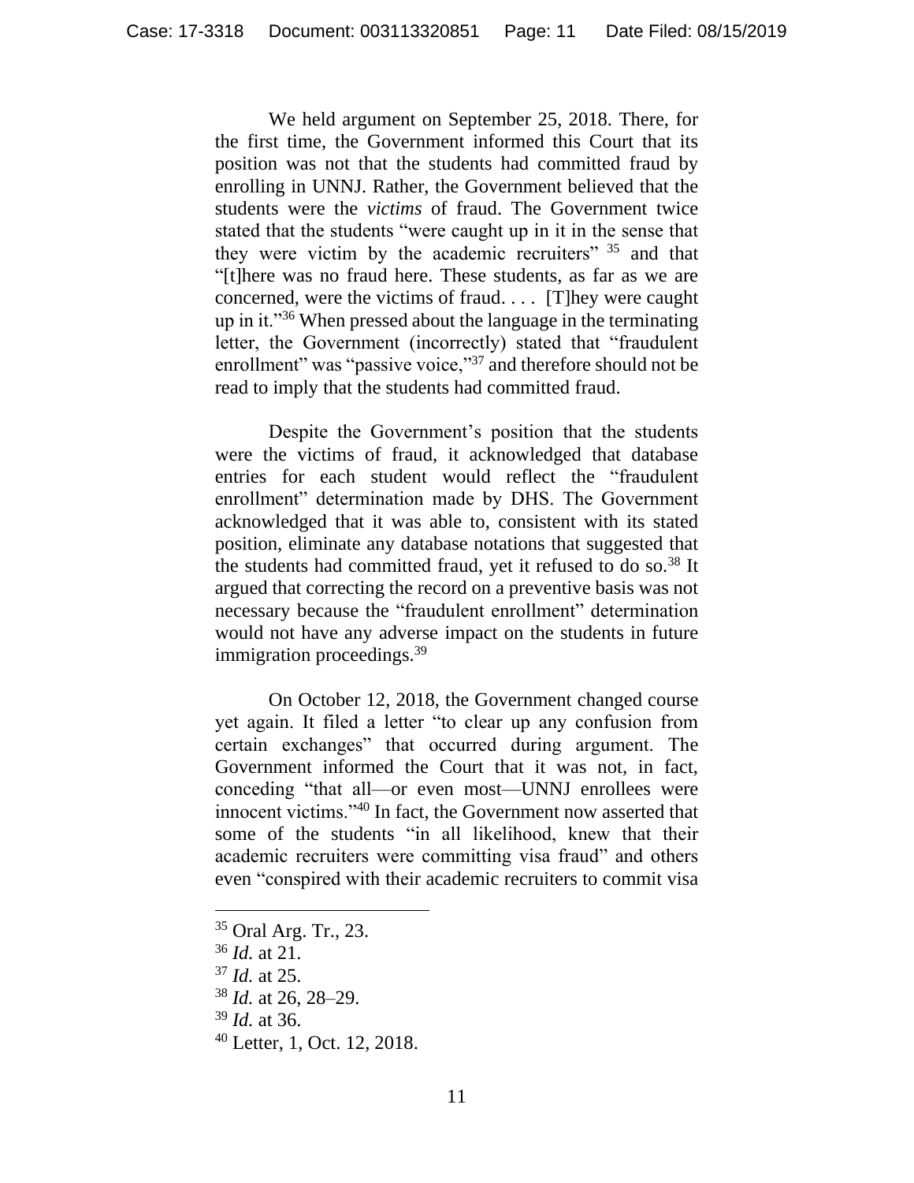We held argument on September 25, 2018. There, for the first time, the Government informed this Court that its position was not that the students had committed fraud by enrolling in UNNJ. Rather, the Government believed that the students were the *victims* of fraud. The Government twice stated that the students "were caught up in it in the sense that they were victim by the academic recruiters" [35] and that "[t]here was no fraud here. These students, as far as we are concerned, were the victims of fraud. . . . [T]hey were caught up in it."[36] When pressed about the language in the terminating letter, the Government (incorrectly) stated that "fraudulent enrollment" was "passive voice,"[37] and therefore should not be read to imply that the students had committed fraud.

Despite the Government's position that the students were the victims of fraud, it acknowledged that database entries for each student would reflect the "fraudulent enrollment" determination made by DHS. The Government acknowledged that it was able to, consistent with its stated position, eliminate any database notations that suggested that the students had committed fraud, yet it refused to do so.[38] It argued that correcting the record on a preventive basis was not necessary because the "fraudulent enrollment" determination would not have any adverse impact on the students in future immigration proceedings.[39]

On October 12, 2018, the Government changed course yet again. It filed a letter "to clear up any confusion from certain exchanges" that occurred during argument. The Government informed the Court that it was not, in fact, conceding "that all—or even most—UNNJ enrollees were innocent victims."[40] In fact, the Government now asserted that some of the students "in all likelihood, knew that their academic recruiters were committing visa fraud" and others even "conspired with their academic recruiters to commit visa

---

[35] Oral Arg. Tr., 23.

[36] *Id.* at 21.

[37] *Id.* at 25.

[38] *Id.* at 26, 28–29.

[39] *Id.* at 36.

[40] Letter, 1, Oct. 12, 2018.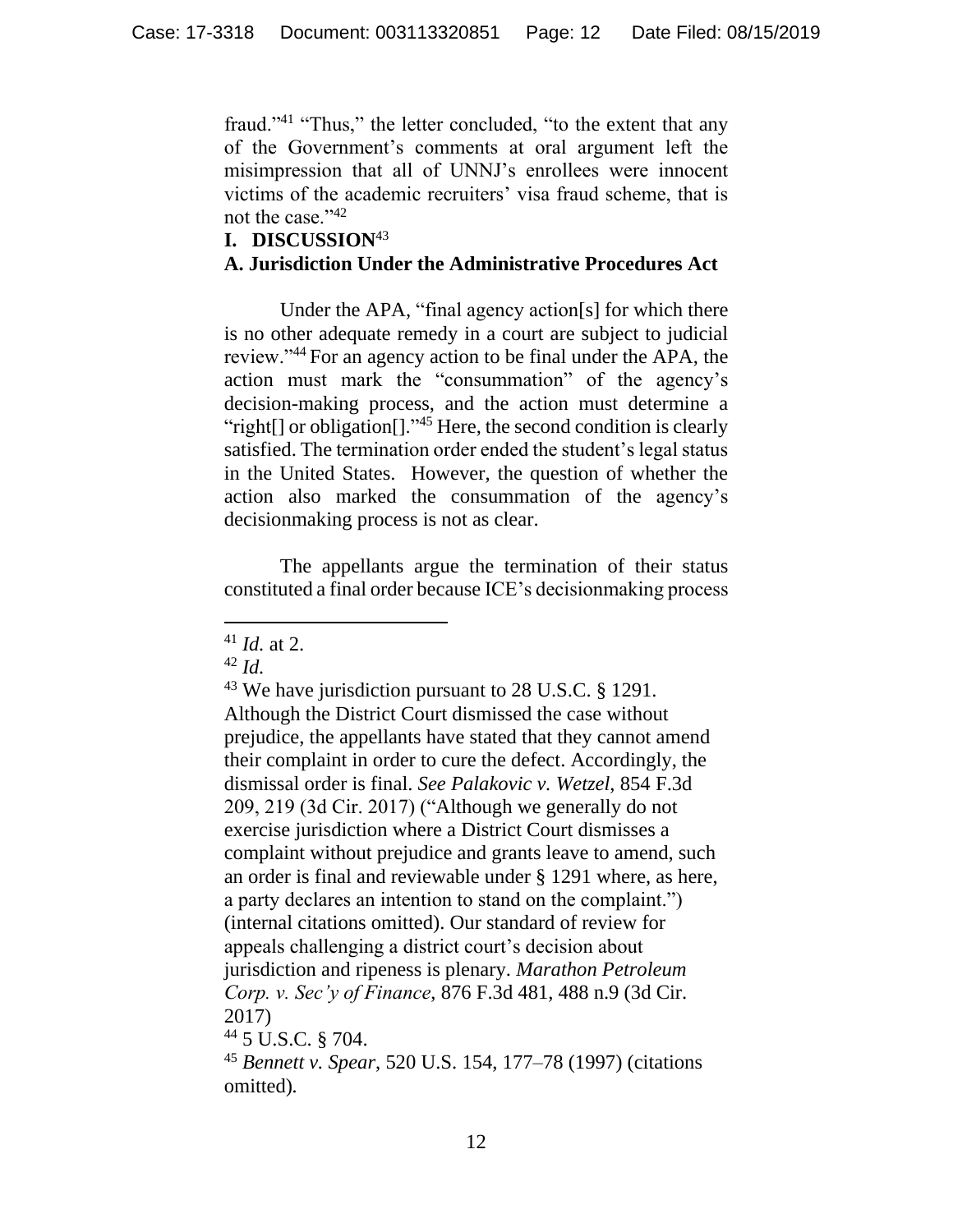fraud."[41] "Thus," the letter concluded, "to the extent that any of the Government's comments at oral argument left the misimpression that all of UNNJ's enrollees were innocent victims of the academic recruiters' visa fraud scheme, that is not the case."[42]

## I. DISCUSSION[43]

### A. Jurisdiction Under the Administrative Procedures Act

Under the APA, "final agency action[s] for which there is no other adequate remedy in a court are subject to judicial review."[44] For an agency action to be final under the APA, the action must mark the "consummation" of the agency's decision-making process, and the action must determine a "right[] or obligation[]."[45] Here, the second condition is clearly satisfied. The termination order ended the student's legal status in the United States. However, the question of whether the action also marked the consummation of the agency's decisionmaking process is not as clear.

The appellants argue the termination of their status constituted a final order because ICE's decisionmaking process

---

[41] *Id.* at 2.

[42] *Id.*

[43] We have jurisdiction pursuant to 28 U.S.C. § 1291. Although the District Court dismissed the case without prejudice, the appellants have stated that they cannot amend their complaint in order to cure the defect. Accordingly, the dismissal order is final. *See Palakovic v. Wetzel*, 854 F.3d 209, 219 (3d Cir. 2017) ("Although we generally do not exercise jurisdiction where a District Court dismisses a complaint without prejudice and grants leave to amend, such an order is final and reviewable under § 1291 where, as here, a party declares an intention to stand on the complaint.") (internal citations omitted). Our standard of review for appeals challenging a district court's decision about jurisdiction and ripeness is plenary. *Marathon Petroleum Corp. v. Sec'y of Finance*, 876 F.3d 481, 488 n.9 (3d Cir. 2017)

[44] 5 U.S.C. § 704.

[45] *Bennett v. Spear*, 520 U.S. 154, 177–78 (1997) (citations omitted).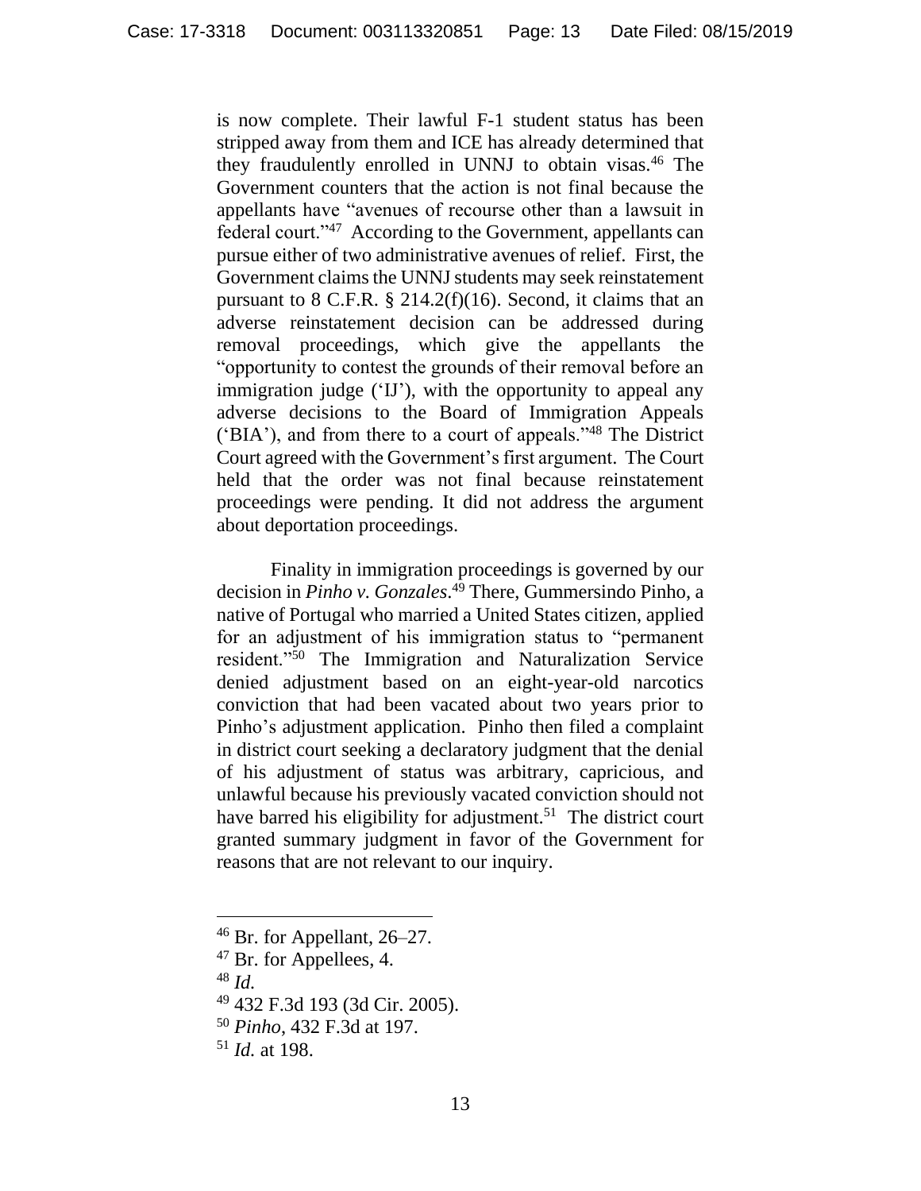is now complete. Their lawful F-1 student status has been stripped away from them and ICE has already determined that they fraudulently enrolled in UNNJ to obtain visas.[46] The Government counters that the action is not final because the appellants have "avenues of recourse other than a lawsuit in federal court."[47] According to the Government, appellants can pursue either of two administrative avenues of relief. First, the Government claims the UNNJ students may seek reinstatement pursuant to 8 C.F.R. § 214.2(f)(16). Second, it claims that an adverse reinstatement decision can be addressed during removal proceedings, which give the appellants the "opportunity to contest the grounds of their removal before an immigration judge ('IJ'), with the opportunity to appeal any adverse decisions to the Board of Immigration Appeals ('BIA'), and from there to a court of appeals."[48] The District Court agreed with the Government's first argument. The Court held that the order was not final because reinstatement proceedings were pending. It did not address the argument about deportation proceedings.

Finality in immigration proceedings is governed by our decision in *Pinho v. Gonzales*.[49] There, Gummersindo Pinho, a native of Portugal who married a United States citizen, applied for an adjustment of his immigration status to "permanent resident."[50] The Immigration and Naturalization Service denied adjustment based on an eight-year-old narcotics conviction that had been vacated about two years prior to Pinho's adjustment application. Pinho then filed a complaint in district court seeking a declaratory judgment that the denial of his adjustment of status was arbitrary, capricious, and unlawful because his previously vacated conviction should not have barred his eligibility for adjustment.[51] The district court granted summary judgment in favor of the Government for reasons that are not relevant to our inquiry.

---

[46] Br. for Appellant, 26–27.

[47] Br. for Appellees, 4.

[48] *Id.*

[49] 432 F.3d 193 (3d Cir. 2005).

[50] *Pinho*, 432 F.3d at 197.

[51] *Id.* at 198.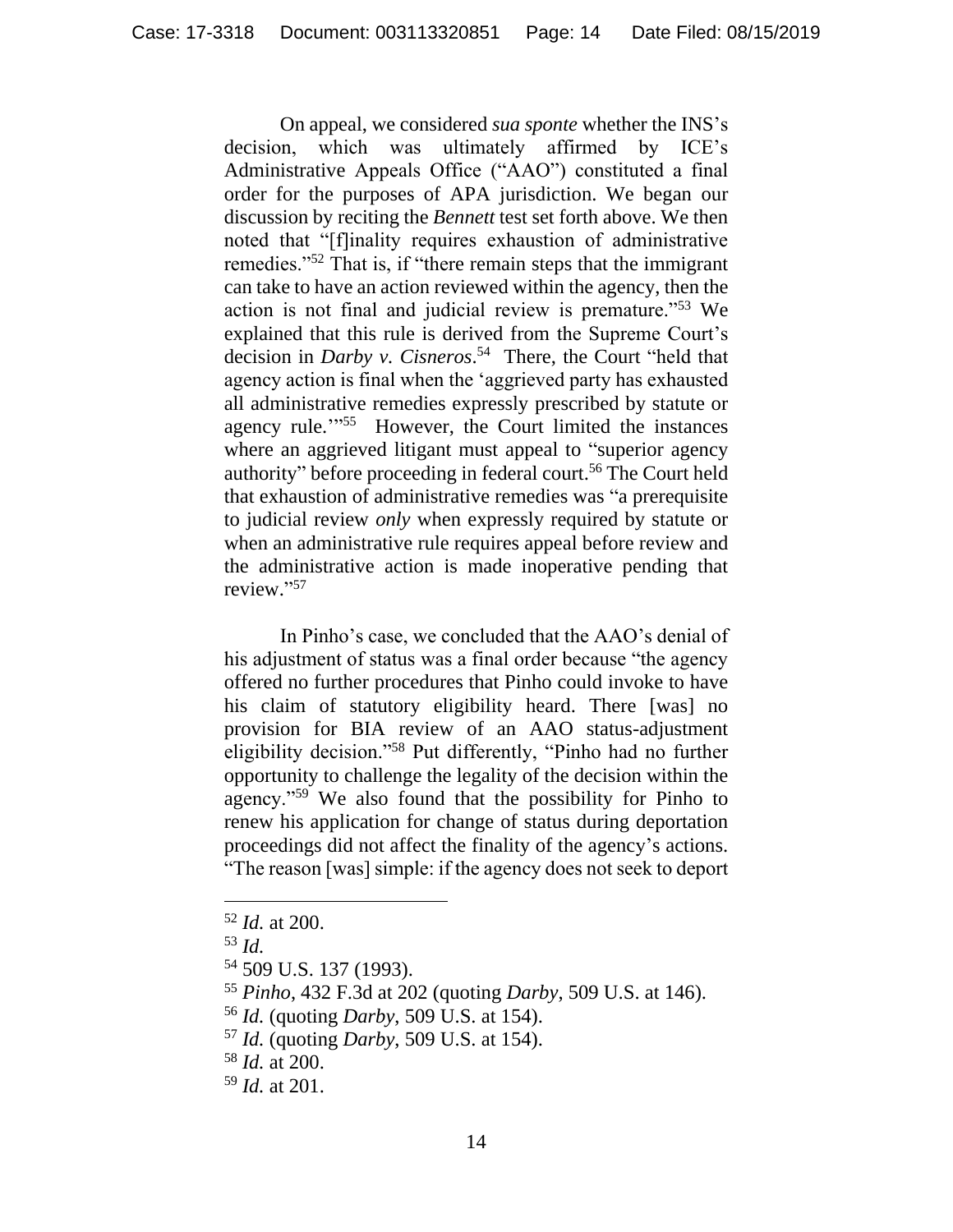On appeal, we considered *sua sponte* whether the INS's decision, which was ultimately affirmed by ICE's Administrative Appeals Office ("AAO") constituted a final order for the purposes of APA jurisdiction. We began our discussion by reciting the *Bennett* test set forth above. We then noted that "[f]inality requires exhaustion of administrative remedies."[52] That is, if "there remain steps that the immigrant can take to have an action reviewed within the agency, then the action is not final and judicial review is premature."[53] We explained that this rule is derived from the Supreme Court's decision in *Darby v. Cisneros*.[54] There, the Court "held that agency action is final when the 'aggrieved party has exhausted all administrative remedies expressly prescribed by statute or agency rule.'"[55] However, the Court limited the instances where an aggrieved litigant must appeal to "superior agency authority" before proceeding in federal court.[56] The Court held that exhaustion of administrative remedies was "a prerequisite to judicial review *only* when expressly required by statute or when an administrative rule requires appeal before review and the administrative action is made inoperative pending that review."[57]

In Pinho's case, we concluded that the AAO's denial of his adjustment of status was a final order because "the agency offered no further procedures that Pinho could invoke to have his claim of statutory eligibility heard. There [was] no provision for BIA review of an AAO status-adjustment eligibility decision."[58] Put differently, "Pinho had no further opportunity to challenge the legality of the decision within the agency."[59] We also found that the possibility for Pinho to renew his application for change of status during deportation proceedings did not affect the finality of the agency's actions. "The reason [was] simple: if the agency does not seek to deport

---

[52] *Id.* at 200.

[53] *Id.*

[54] 509 U.S. 137 (1993).

[55] *Pinho*, 432 F.3d at 202 (quoting *Darby*, 509 U.S. at 146).

[56] *Id.* (quoting *Darby*, 509 U.S. at 154).

[57] *Id.* (quoting *Darby*, 509 U.S. at 154).

[58] *Id.* at 200.

[59] *Id.* at 201.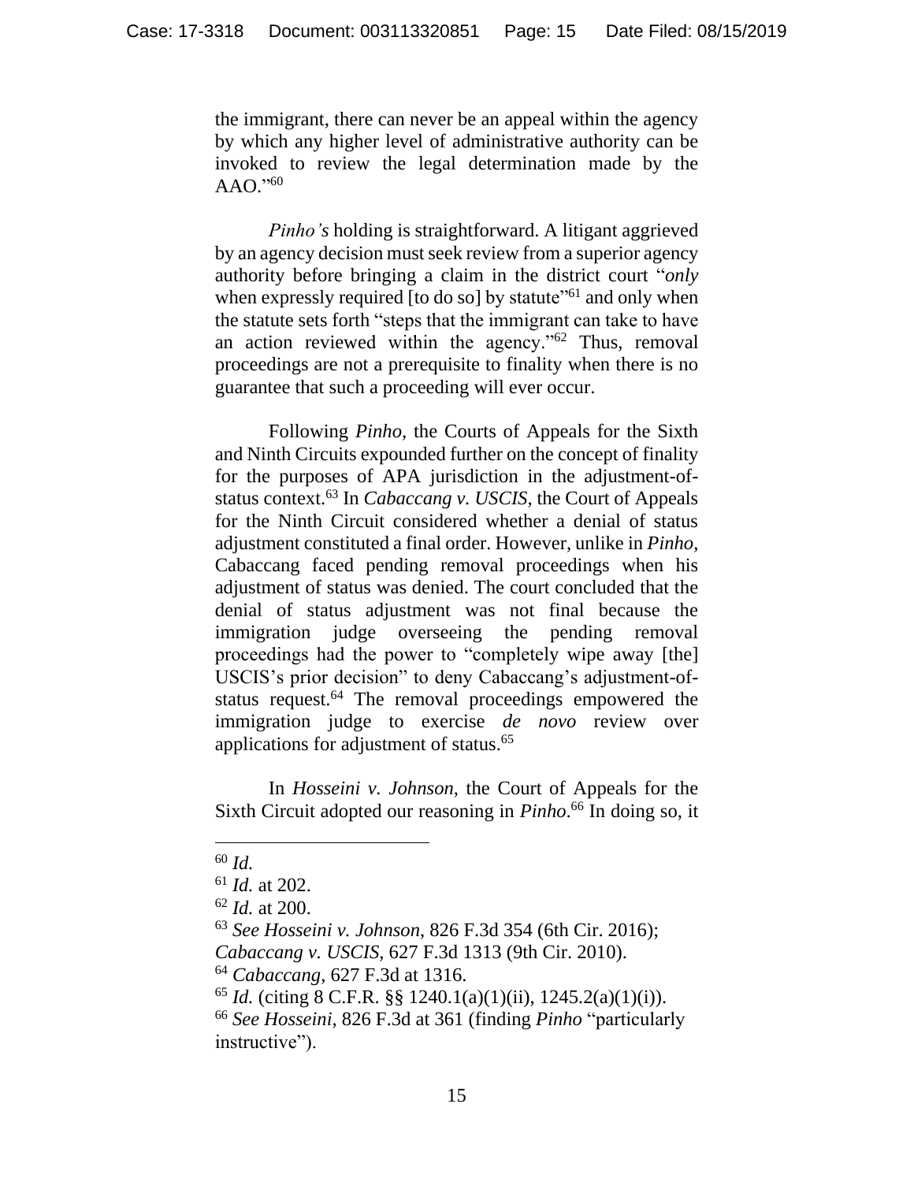the immigrant, there can never be an appeal within the agency by which any higher level of administrative authority can be invoked to review the legal determination made by the AAO."[60]

*Pinho's* holding is straightforward. A litigant aggrieved by an agency decision must seek review from a superior agency authority before bringing a claim in the district court "*only* when expressly required [to do so] by statute"[61] and only when the statute sets forth "steps that the immigrant can take to have an action reviewed within the agency."[62] Thus, removal proceedings are not a prerequisite to finality when there is no guarantee that such a proceeding will ever occur.

Following *Pinho*, the Courts of Appeals for the Sixth and Ninth Circuits expounded further on the concept of finality for the purposes of APA jurisdiction in the adjustment-of-status context.[63] In *Cabaccang v. USCIS*, the Court of Appeals for the Ninth Circuit considered whether a denial of status adjustment constituted a final order. However, unlike in *Pinho*, Cabaccang faced pending removal proceedings when his adjustment of status was denied. The court concluded that the denial of status adjustment was not final because the immigration judge overseeing the pending removal proceedings had the power to "completely wipe away [the] USCIS's prior decision" to deny Cabaccang's adjustment-of-status request.[64] The removal proceedings empowered the immigration judge to exercise *de novo* review over applications for adjustment of status.[65]

In *Hosseini v. Johnson*, the Court of Appeals for the Sixth Circuit adopted our reasoning in *Pinho*.[66] In doing so, it

---

[60] *Id.*

[61] *Id.* at 202.

[62] *Id.* at 200.

[63] *See Hosseini v. Johnson*, 826 F.3d 354 (6th Cir. 2016); *Cabaccang v. USCIS*, 627 F.3d 1313 (9th Cir. 2010).

[64] *Cabaccang*, 627 F.3d at 1316.

[65] *Id.* (citing 8 C.F.R. §§ 1240.1(a)(1)(ii), 1245.2(a)(1)(i)).

[66] *See Hosseini*, 826 F.3d at 361 (finding *Pinho* "particularly instructive").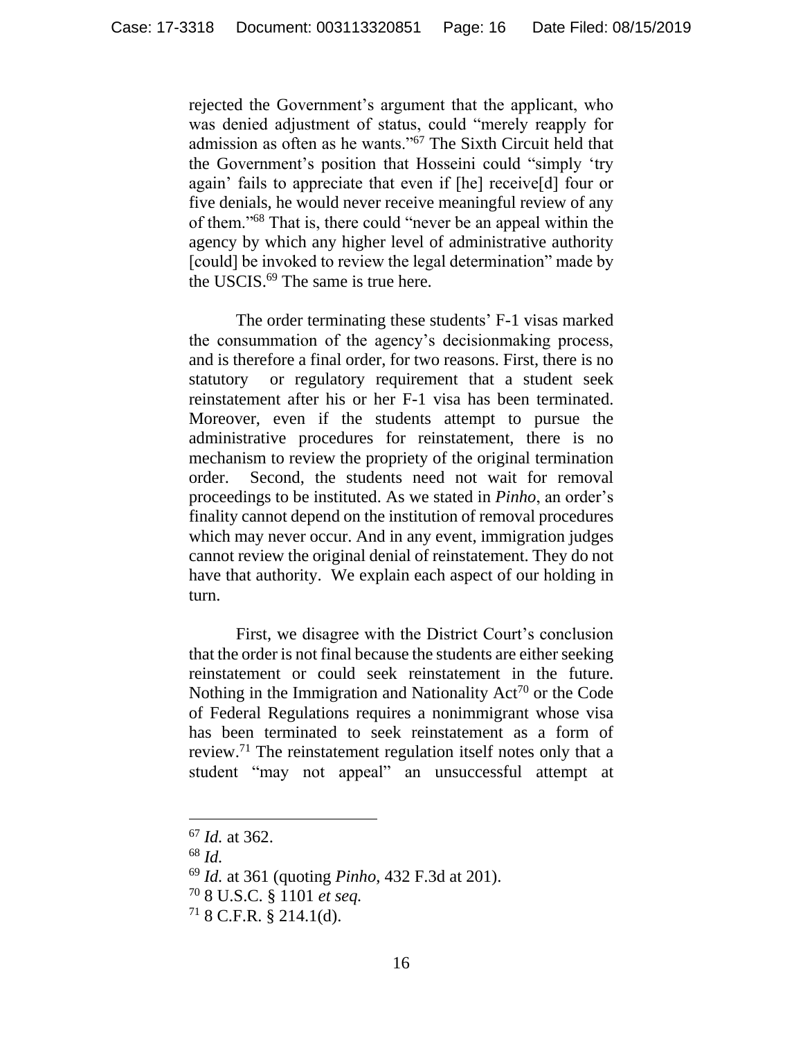rejected the Government's argument that the applicant, who was denied adjustment of status, could "merely reapply for admission as often as he wants."[67] The Sixth Circuit held that the Government's position that Hosseini could "simply 'try again' fails to appreciate that even if [he] receive[d] four or five denials, he would never receive meaningful review of any of them."[68] That is, there could "never be an appeal within the agency by which any higher level of administrative authority [could] be invoked to review the legal determination" made by the USCIS.[69] The same is true here.

The order terminating these students' F-1 visas marked the consummation of the agency's decisionmaking process, and is therefore a final order, for two reasons. First, there is no statutory or regulatory requirement that a student seek reinstatement after his or her F-1 visa has been terminated. Moreover, even if the students attempt to pursue the administrative procedures for reinstatement, there is no mechanism to review the propriety of the original termination order. Second, the students need not wait for removal proceedings to be instituted. As we stated in *Pinho*, an order's finality cannot depend on the institution of removal procedures which may never occur. And in any event, immigration judges cannot review the original denial of reinstatement. They do not have that authority. We explain each aspect of our holding in turn.

First, we disagree with the District Court's conclusion that the order is not final because the students are either seeking reinstatement or could seek reinstatement in the future. Nothing in the Immigration and Nationality Act[70] or the Code of Federal Regulations requires a nonimmigrant whose visa has been terminated to seek reinstatement as a form of review.[71] The reinstatement regulation itself notes only that a student "may not appeal" an unsuccessful attempt at

---

[67] *Id.* at 362.

[68] *Id.*

[69] *Id.* at 361 (quoting *Pinho*, 432 F.3d at 201).

[70] 8 U.S.C. § 1101 *et seq.*

[71] 8 C.F.R. § 214.1(d).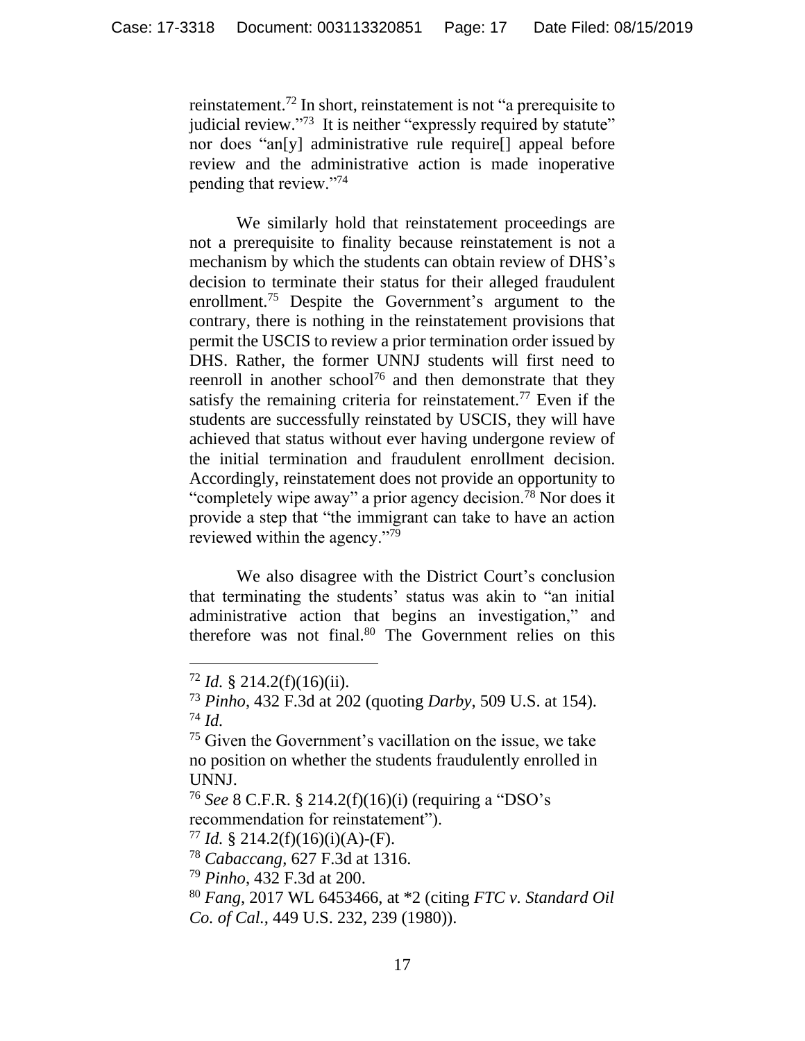reinstatement.[72] In short, reinstatement is not "a prerequisite to judicial review."[73] It is neither "expressly required by statute" nor does "an[y] administrative rule require[] appeal before review and the administrative action is made inoperative pending that review."[74]

We similarly hold that reinstatement proceedings are not a prerequisite to finality because reinstatement is not a mechanism by which the students can obtain review of DHS's decision to terminate their status for their alleged fraudulent enrollment.[75] Despite the Government's argument to the contrary, there is nothing in the reinstatement provisions that permit the USCIS to review a prior termination order issued by DHS. Rather, the former UNNJ students will first need to reenroll in another school[76] and then demonstrate that they satisfy the remaining criteria for reinstatement.[77] Even if the students are successfully reinstated by USCIS, they will have achieved that status without ever having undergone review of the initial termination and fraudulent enrollment decision. Accordingly, reinstatement does not provide an opportunity to "completely wipe away" a prior agency decision.[78] Nor does it provide a step that "the immigrant can take to have an action reviewed within the agency."[79]

We also disagree with the District Court's conclusion that terminating the students' status was akin to "an initial administrative action that begins an investigation," and therefore was not final.[80] The Government relies on this

---

[72] *Id.* § 214.2(f)(16)(ii).

[73] *Pinho*, 432 F.3d at 202 (quoting *Darby*, 509 U.S. at 154).

[74] *Id.*

[75] Given the Government's vacillation on the issue, we take no position on whether the students fraudulently enrolled in UNNJ.

[76] *See* 8 C.F.R. § 214.2(f)(16)(i) (requiring a "DSO's recommendation for reinstatement").

[77] *Id.* § 214.2(f)(16)(i)(A)-(F).

[78] *Cabaccang*, 627 F.3d at 1316.

[79] *Pinho*, 432 F.3d at 200.

[80] *Fang*, 2017 WL 6453466, at *2 (citing *FTC v. Standard Oil Co. of Cal.*, 449 U.S. 232, 239 (1980)).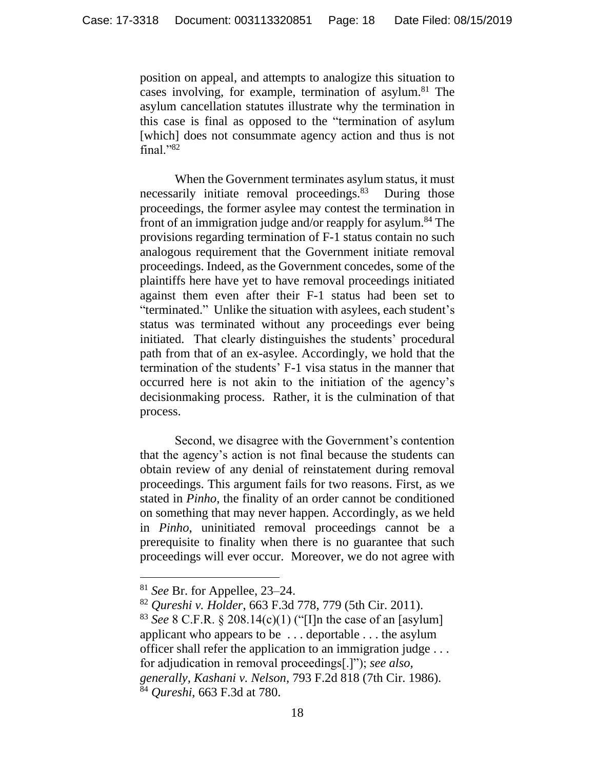position on appeal, and attempts to analogize this situation to cases involving, for example, termination of asylum.[81] The asylum cancellation statutes illustrate why the termination in this case is final as opposed to the "termination of asylum [which] does not consummate agency action and thus is not final."[82]

When the Government terminates asylum status, it must necessarily initiate removal proceedings.[83] During those proceedings, the former asylee may contest the termination in front of an immigration judge and/or reapply for asylum.[84] The provisions regarding termination of F-1 status contain no such analogous requirement that the Government initiate removal proceedings. Indeed, as the Government concedes, some of the plaintiffs here have yet to have removal proceedings initiated against them even after their F-1 status had been set to "terminated." Unlike the situation with asylees, each student's status was terminated without any proceedings ever being initiated. That clearly distinguishes the students' procedural path from that of an ex-asylee. Accordingly, we hold that the termination of the students' F-1 visa status in the manner that occurred here is not akin to the initiation of the agency's decisionmaking process. Rather, it is the culmination of that process.

Second, we disagree with the Government's contention that the agency's action is not final because the students can obtain review of any denial of reinstatement during removal proceedings. This argument fails for two reasons. First, as we stated in *Pinho*, the finality of an order cannot be conditioned on something that may never happen. Accordingly, as we held in *Pinho*, uninitiated removal proceedings cannot be a prerequisite to finality when there is no guarantee that such proceedings will ever occur. Moreover, we do not agree with

---

[81] *See* Br. for Appellee, 23–24.

[82] *Qureshi v. Holder*, 663 F.3d 778, 779 (5th Cir. 2011).

[83] *See* 8 C.F.R. § 208.14(c)(1) ("[I]n the case of an [asylum] applicant who appears to be . . . deportable . . . the asylum officer shall refer the application to an immigration judge . . . for adjudication in removal proceedings[.]"); *see also, generally*, *Kashani v. Nelson*, 793 F.2d 818 (7th Cir. 1986).

[84] *Qureshi*, 663 F.3d at 780.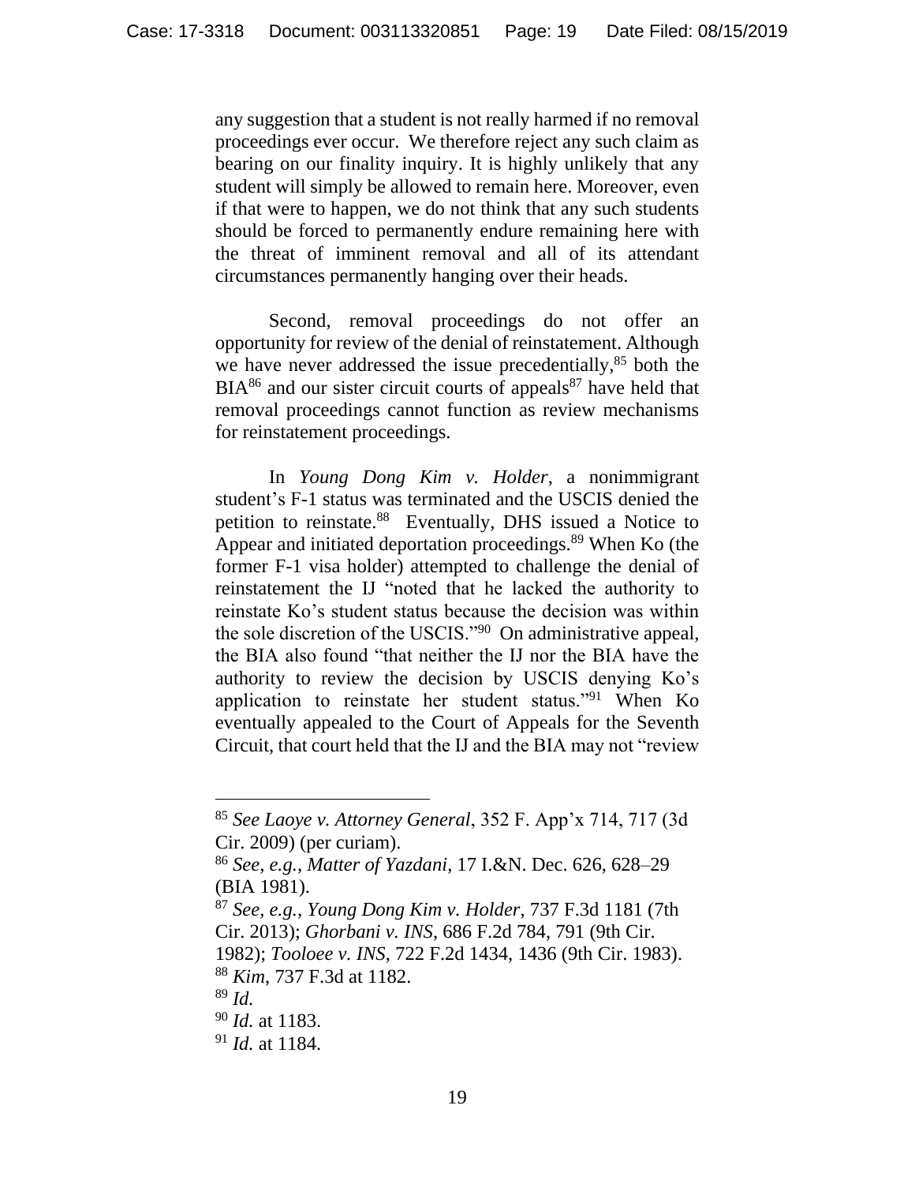any suggestion that a student is not really harmed if no removal proceedings ever occur. We therefore reject any such claim as bearing on our finality inquiry. It is highly unlikely that any student will simply be allowed to remain here. Moreover, even if that were to happen, we do not think that any such students should be forced to permanently endure remaining here with the threat of imminent removal and all of its attendant circumstances permanently hanging over their heads.

Second, removal proceedings do not offer an opportunity for review of the denial of reinstatement. Although we have never addressed the issue precedentially,[85] both the BIA[86] and our sister circuit courts of appeals[87] have held that removal proceedings cannot function as review mechanisms for reinstatement proceedings.

In *Young Dong Kim v. Holder*, a nonimmigrant student's F-1 status was terminated and the USCIS denied the petition to reinstate.[88] Eventually, DHS issued a Notice to Appear and initiated deportation proceedings.[89] When Ko (the former F-1 visa holder) attempted to challenge the denial of reinstatement the IJ "noted that he lacked the authority to reinstate Ko's student status because the decision was within the sole discretion of the USCIS."[90] On administrative appeal, the BIA also found "that neither the IJ nor the BIA have the authority to review the decision by USCIS denying Ko's application to reinstate her student status."[91] When Ko eventually appealed to the Court of Appeals for the Seventh Circuit, that court held that the IJ and the BIA may not "review

---

[85] *See Laoye v. Attorney General*, 352 F. App'x 714, 717 (3d Cir. 2009) (per curiam).

[86] *See, e.g.*, *Matter of Yazdani*, 17 I.&N. Dec. 626, 628–29 (BIA 1981).

[87] *See, e.g.*, *Young Dong Kim v. Holder*, 737 F.3d 1181 (7th Cir. 2013); *Ghorbani v. INS*, 686 F.2d 784, 791 (9th Cir. 1982); *Tooloee v. INS*, 722 F.2d 1434, 1436 (9th Cir. 1983).

[88] *Kim*, 737 F.3d at 1182.

[89] *Id.*

[90] *Id.* at 1183.

[91] *Id.* at 1184.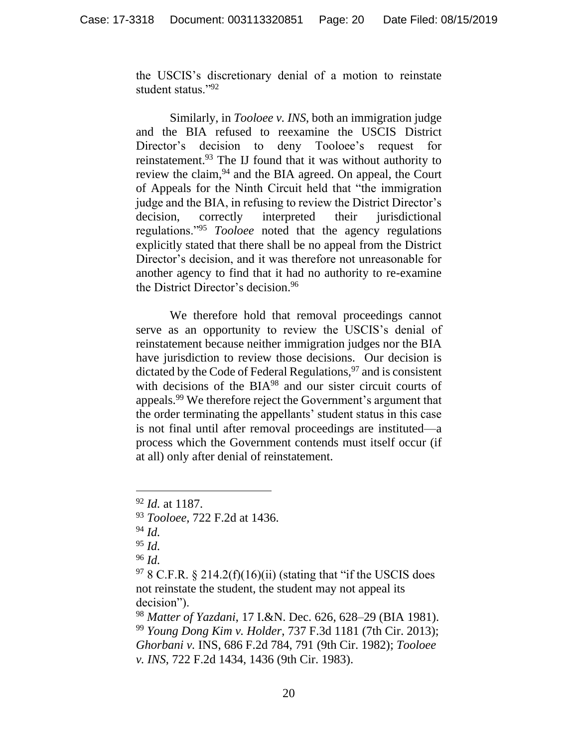the USCIS's discretionary denial of a motion to reinstate student status."[92]

Similarly, in *Tooloee v. INS*, both an immigration judge and the BIA refused to reexamine the USCIS District Director's decision to deny Tooloee's request for reinstatement.[93] The IJ found that it was without authority to review the claim,[94] and the BIA agreed. On appeal, the Court of Appeals for the Ninth Circuit held that "the immigration judge and the BIA, in refusing to review the District Director's decision, correctly interpreted their jurisdictional regulations."[95] *Tooloee* noted that the agency regulations explicitly stated that there shall be no appeal from the District Director's decision, and it was therefore not unreasonable for another agency to find that it had no authority to re-examine the District Director's decision.[96]

We therefore hold that removal proceedings cannot serve as an opportunity to review the USCIS's denial of reinstatement because neither immigration judges nor the BIA have jurisdiction to review those decisions. Our decision is dictated by the Code of Federal Regulations,[97] and is consistent with decisions of the BIA[98] and our sister circuit courts of appeals.[99] We therefore reject the Government's argument that the order terminating the appellants' student status in this case is not final until after removal proceedings are instituted—a process which the Government contends must itself occur (if at all) only after denial of reinstatement.

---

[92] *Id.* at 1187.

[93] *Tooloee*, 722 F.2d at 1436.

[94] *Id.*

[95] *Id.*

[96] *Id.*

[97] 8 C.F.R. § 214.2(f)(16)(ii) (stating that "if the USCIS does not reinstate the student, the student may not appeal its decision").

[98] *Matter of Yazdani*, 17 I.&N. Dec. 626, 628–29 (BIA 1981).

[99] *Young Dong Kim v. Holder*, 737 F.3d 1181 (7th Cir. 2013); *Ghorbani v.* INS, 686 F.2d 784, 791 (9th Cir. 1982); *Tooloee v. INS*, 722 F.2d 1434, 1436 (9th Cir. 1983).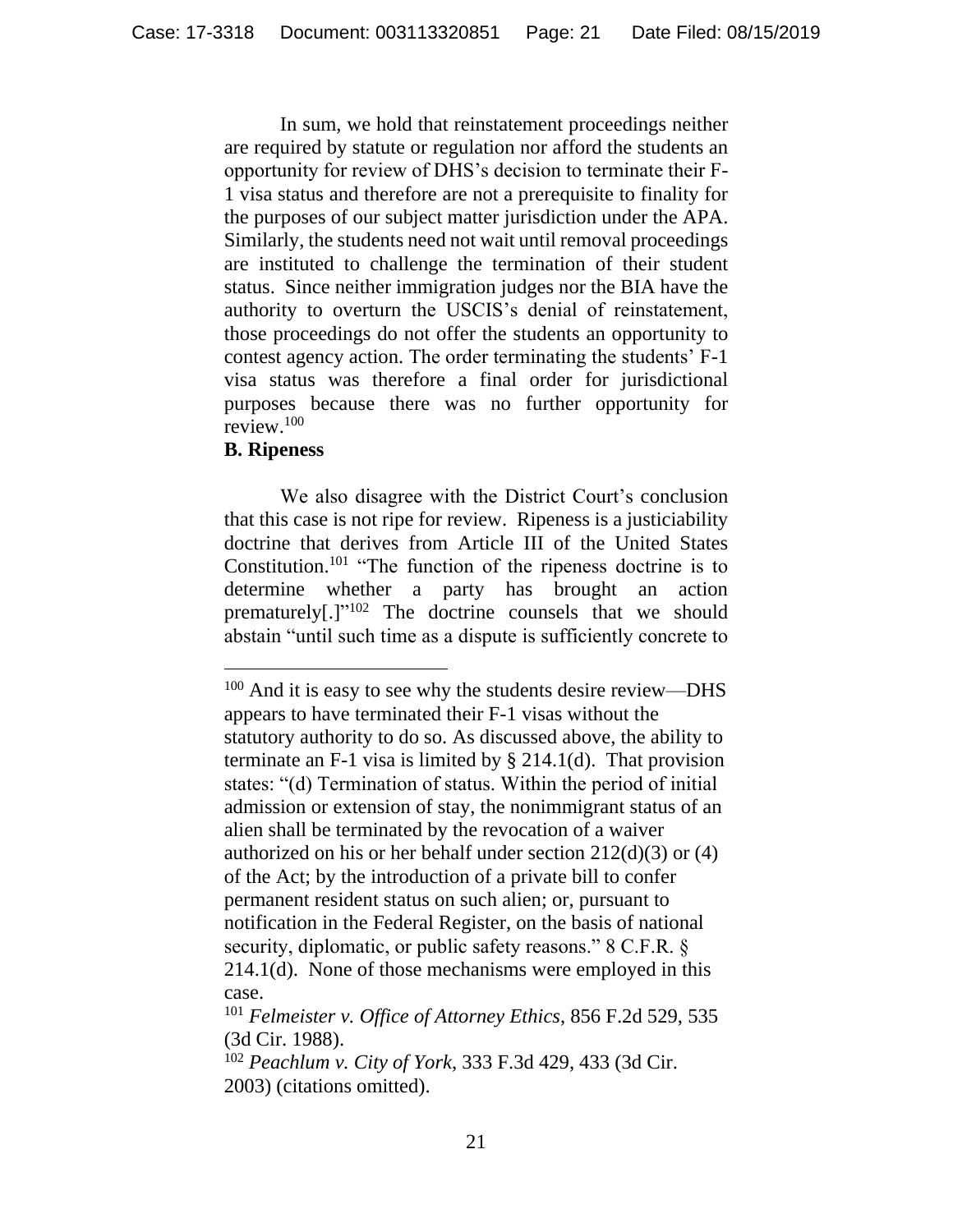In sum, we hold that reinstatement proceedings neither are required by statute or regulation nor afford the students an opportunity for review of DHS's decision to terminate their F-1 visa status and therefore are not a prerequisite to finality for the purposes of our subject matter jurisdiction under the APA. Similarly, the students need not wait until removal proceedings are instituted to challenge the termination of their student status. Since neither immigration judges nor the BIA have the authority to overturn the USCIS's denial of reinstatement, those proceedings do not offer the students an opportunity to contest agency action. The order terminating the students' F-1 visa status was therefore a final order for jurisdictional purposes because there was no further opportunity for review.[100]

**B. Ripeness**

We also disagree with the District Court's conclusion that this case is not ripe for review. Ripeness is a justiciability doctrine that derives from Article III of the United States Constitution.[101] "The function of the ripeness doctrine is to determine whether a party has brought an action prematurely[.]"[102] The doctrine counsels that we should abstain "until such time as a dispute is sufficiently concrete to

---

[100] And it is easy to see why the students desire review—DHS appears to have terminated their F-1 visas without the statutory authority to do so. As discussed above, the ability to terminate an F-1 visa is limited by § 214.1(d). That provision states: "(d) Termination of status. Within the period of initial admission or extension of stay, the nonimmigrant status of an alien shall be terminated by the revocation of a waiver authorized on his or her behalf under section 212(d)(3) or (4) of the Act; by the introduction of a private bill to confer permanent resident status on such alien; or, pursuant to notification in the Federal Register, on the basis of national security, diplomatic, or public safety reasons." 8 C.F.R. § 214.1(d). None of those mechanisms were employed in this case.

[101] *Felmeister v. Office of Attorney Ethics*, 856 F.2d 529, 535 (3d Cir. 1988).

[102] *Peachlum v. City of York*, 333 F.3d 429, 433 (3d Cir. 2003) (citations omitted).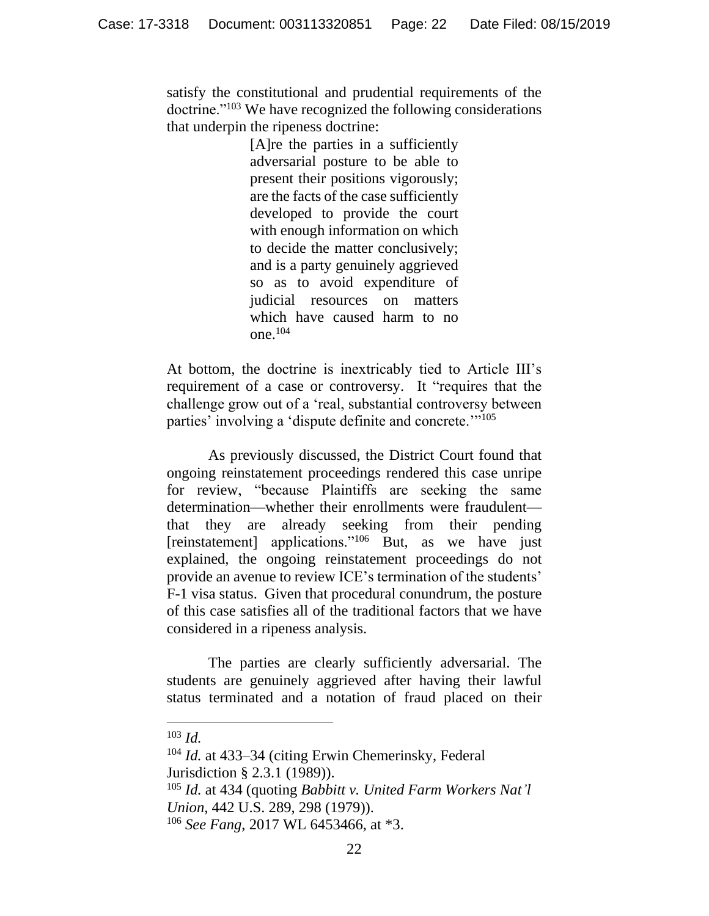satisfy the constitutional and prudential requirements of the doctrine."[103] We have recognized the following considerations that underpin the ripeness doctrine:

> [A]re the parties in a sufficiently adversarial posture to be able to present their positions vigorously; are the facts of the case sufficiently developed to provide the court with enough information on which to decide the matter conclusively; and is a party genuinely aggrieved so as to avoid expenditure of judicial resources on matters which have caused harm to no one.[104]

At bottom, the doctrine is inextricably tied to Article III's requirement of a case or controversy. It "requires that the challenge grow out of a 'real, substantial controversy between parties' involving a 'dispute definite and concrete.'"[105]

As previously discussed, the District Court found that ongoing reinstatement proceedings rendered this case unripe for review, "because Plaintiffs are seeking the same determination—whether their enrollments were fraudulent—that they are already seeking from their pending [reinstatement] applications."[106] But, as we have just explained, the ongoing reinstatement proceedings do not provide an avenue to review ICE's termination of the students' F-1 visa status. Given that procedural conundrum, the posture of this case satisfies all of the traditional factors that we have considered in a ripeness analysis.

The parties are clearly sufficiently adversarial. The students are genuinely aggrieved after having their lawful status terminated and a notation of fraud placed on their

---

[103] *Id.*

[104] *Id.* at 433–34 (citing Erwin Chemerinsky, Federal Jurisdiction § 2.3.1 (1989)).

[105] *Id.* at 434 (quoting *Babbitt v. United Farm Workers Nat'l Union*, 442 U.S. 289, 298 (1979)).

[106] *See Fang*, 2017 WL 6453466, at *3.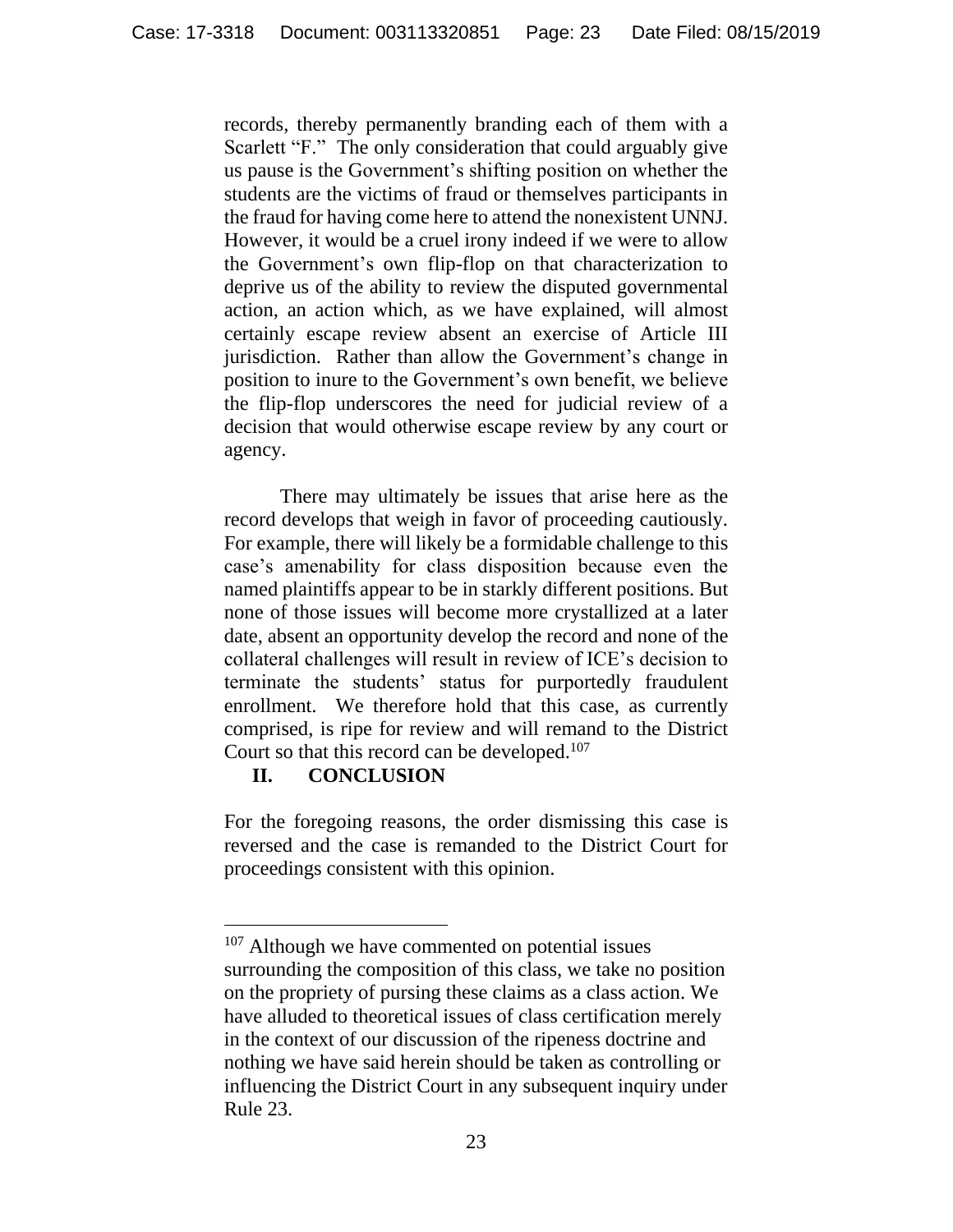records, thereby permanently branding each of them with a Scarlett "F." The only consideration that could arguably give us pause is the Government's shifting position on whether the students are the victims of fraud or themselves participants in the fraud for having come here to attend the nonexistent UNNJ. However, it would be a cruel irony indeed if we were to allow the Government's own flip-flop on that characterization to deprive us of the ability to review the disputed governmental action, an action which, as we have explained, will almost certainly escape review absent an exercise of Article III jurisdiction. Rather than allow the Government's change in position to inure to the Government's own benefit, we believe the flip-flop underscores the need for judicial review of a decision that would otherwise escape review by any court or agency.

There may ultimately be issues that arise here as the record develops that weigh in favor of proceeding cautiously. For example, there will likely be a formidable challenge to this case's amenability for class disposition because even the named plaintiffs appear to be in starkly different positions. But none of those issues will become more crystallized at a later date, absent an opportunity develop the record and none of the collateral challenges will result in review of ICE's decision to terminate the students' status for purportedly fraudulent enrollment. We therefore hold that this case, as currently comprised, is ripe for review and will remand to the District Court so that this record can be developed.[107]

## II. CONCLUSION

For the foregoing reasons, the order dismissing this case is reversed and the case is remanded to the District Court for proceedings consistent with this opinion.

[107] Although we have commented on potential issues surrounding the composition of this class, we take no position on the propriety of pursing these claims as a class action. We have alluded to theoretical issues of class certification merely in the context of our discussion of the ripeness doctrine and nothing we have said herein should be taken as controlling or influencing the District Court in any subsequent inquiry under Rule 23.